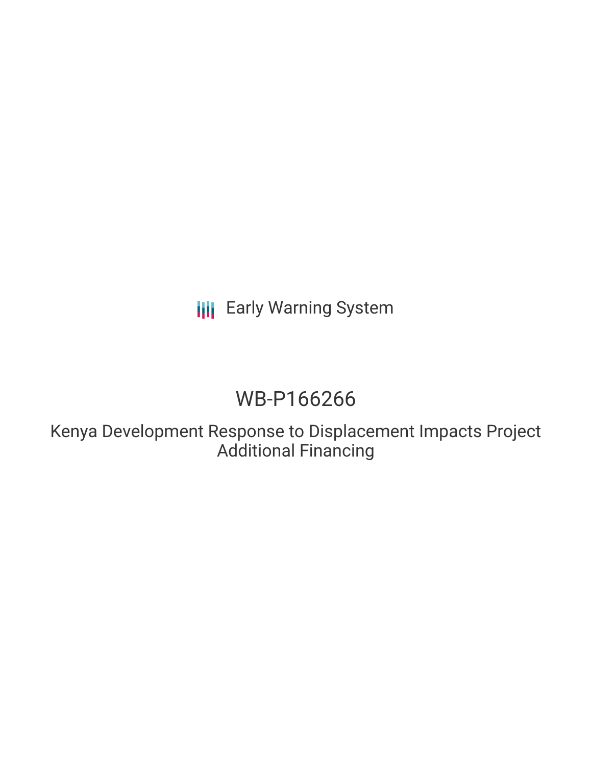Early Warning System

# WB-P166266

## Kenya Development Response to Displacement Impacts Project Additional Financing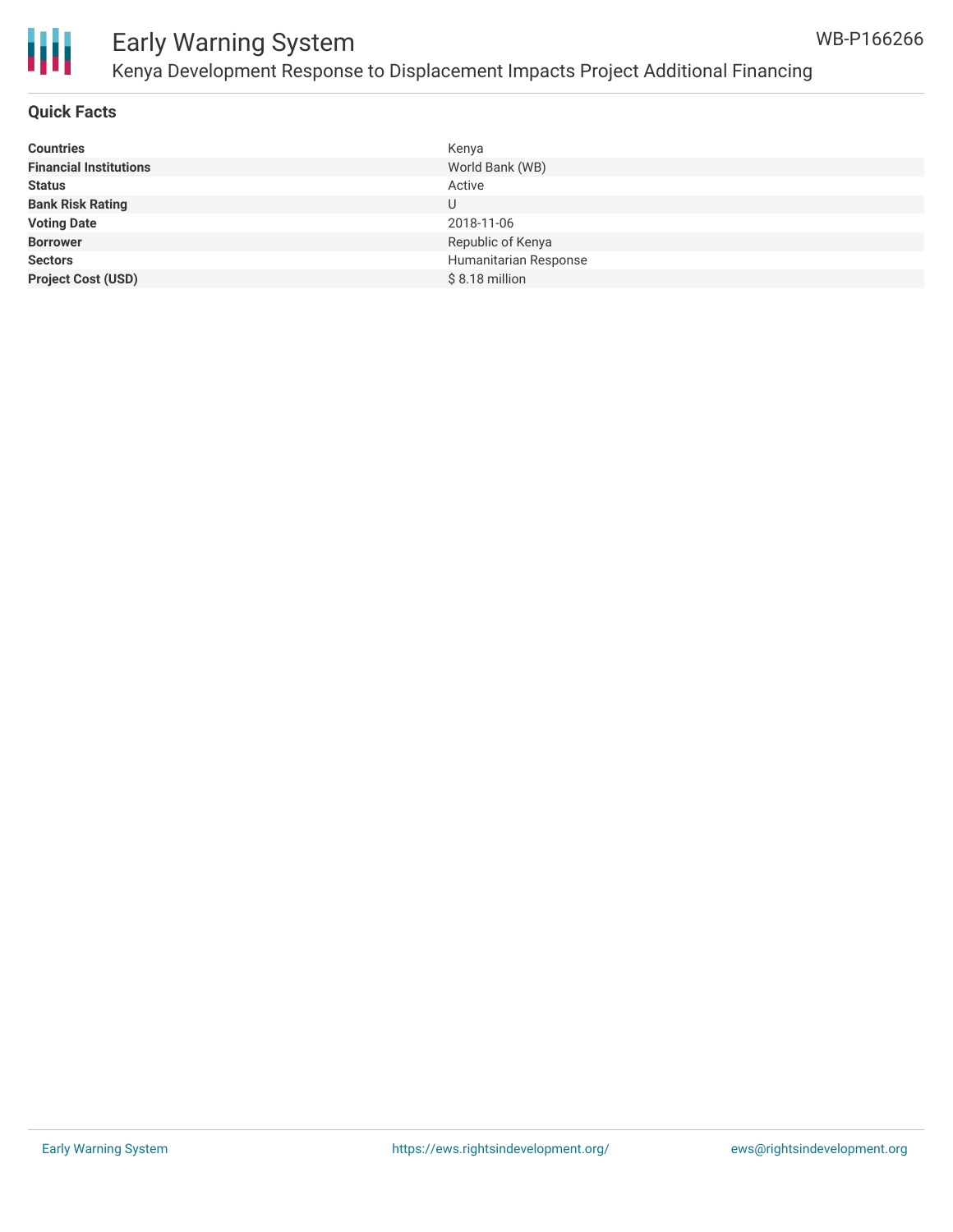# Early Warning System

## Kenya Development Response to Displacement Impacts Project Additional Financing

WB-P166266

### Quick Facts

| | |
|---|---|
| **Countries** | Kenya |
| **Financial Institutions** | World Bank (WB) |
| **Status** | Active |
| **Bank Risk Rating** | U |
| **Voting Date** | 2018-11-06 |
| **Borrower** | Republic of Kenya |
| **Sectors** | Humanitarian Response |
| **Project Cost (USD)** | $ 8.18 million |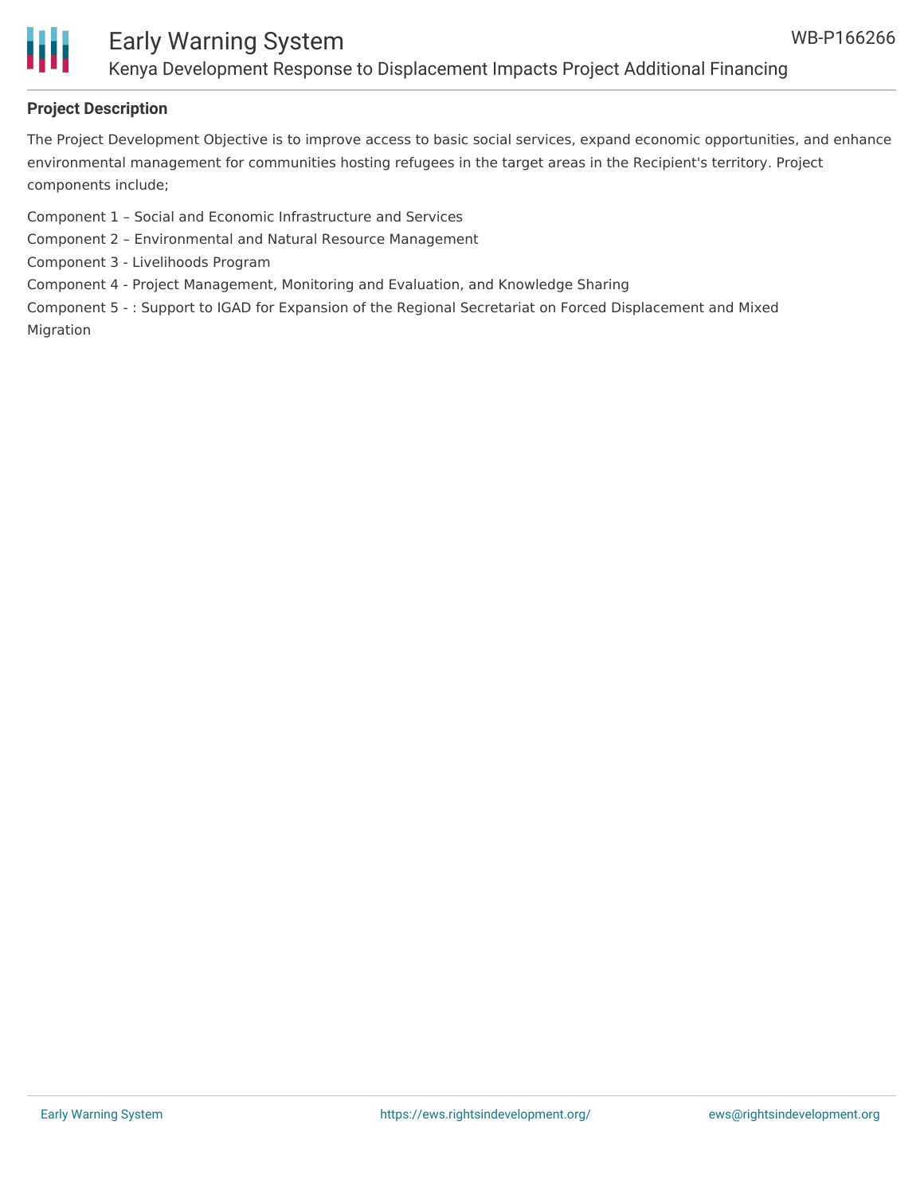## Project Description

The Project Development Objective is to improve access to basic social services, expand economic opportunities, and enhance environmental management for communities hosting refugees in the target areas in the Recipient's territory. Project components include;

Component 1 – Social and Economic Infrastructure and Services
Component 2 – Environmental and Natural Resource Management
Component 3 - Livelihoods Program
Component 4 - Project Management, Monitoring and Evaluation, and Knowledge Sharing
Component 5 - : Support to IGAD for Expansion of the Regional Secretariat on Forced Displacement and Mixed Migration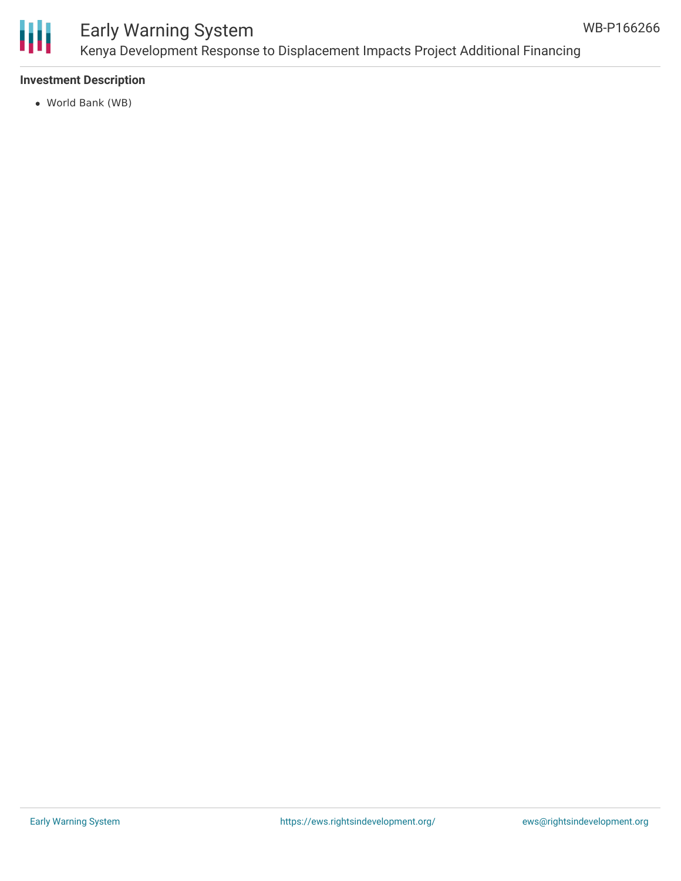### Investment Description

- World Bank (WB)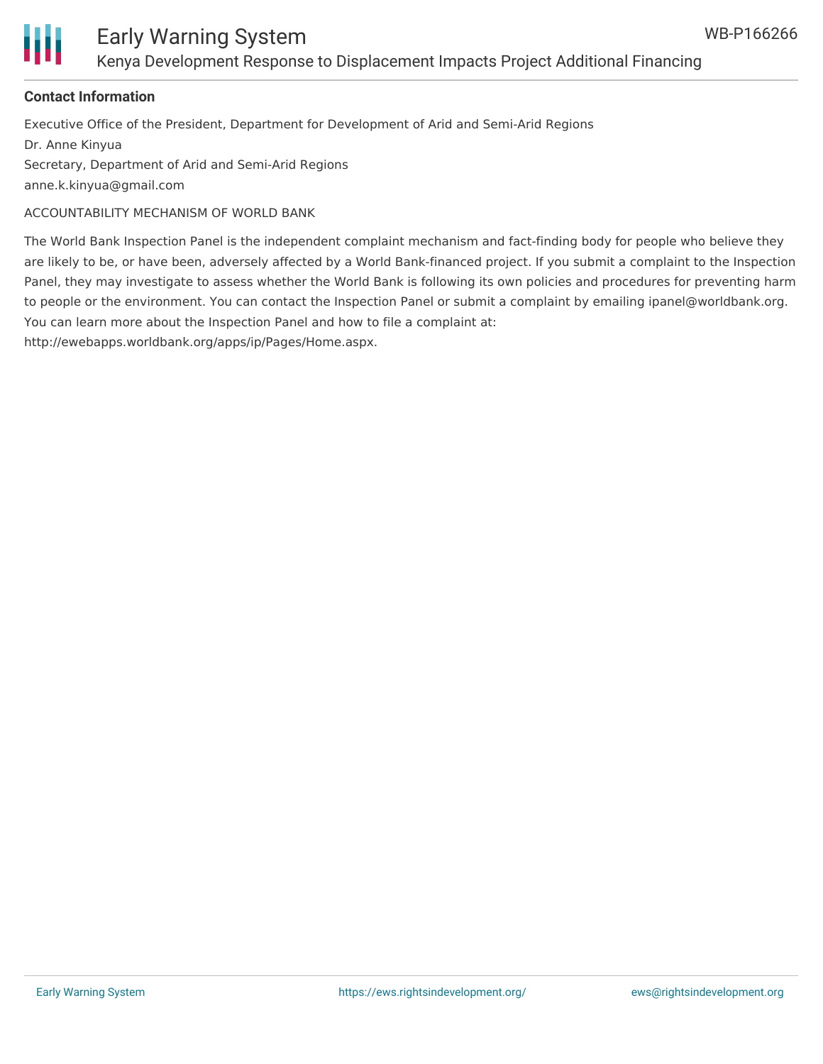**Contact Information**

Executive Office of the President, Department for Development of Arid and Semi-Arid Regions

Dr. Anne Kinyua

Secretary, Department of Arid and Semi-Arid Regions

anne.k.kinyua@gmail.com

ACCOUNTABILITY MECHANISM OF WORLD BANK

The World Bank Inspection Panel is the independent complaint mechanism and fact-finding body for people who believe they are likely to be, or have been, adversely affected by a World Bank-financed project. If you submit a complaint to the Inspection Panel, they may investigate to assess whether the World Bank is following its own policies and procedures for preventing harm to people or the environment. You can contact the Inspection Panel or submit a complaint by emailing ipanel@worldbank.org. You can learn more about the Inspection Panel and how to file a complaint at: http://ewebapps.worldbank.org/apps/ip/Pages/Home.aspx.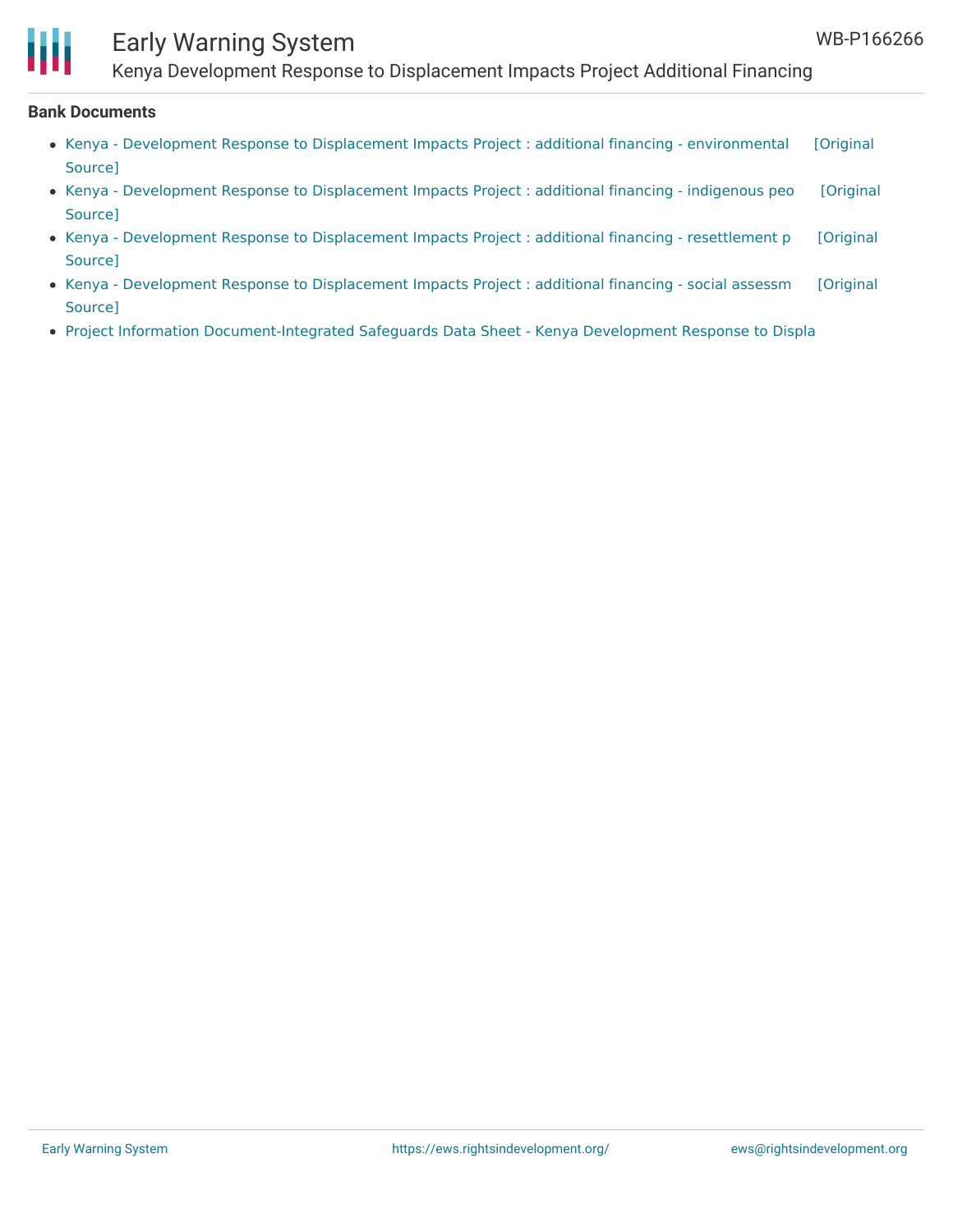**Bank Documents**

- Kenya - Development Response to Displacement Impacts Project : additional financing - environmental [Original Source]
- Kenya - Development Response to Displacement Impacts Project : additional financing - indigenous peo [Original Source]
- Kenya - Development Response to Displacement Impacts Project : additional financing - resettlement p [Original Source]
- Kenya - Development Response to Displacement Impacts Project : additional financing - social assessm [Original Source]
- Project Information Document-Integrated Safeguards Data Sheet - Kenya Development Response to Displa